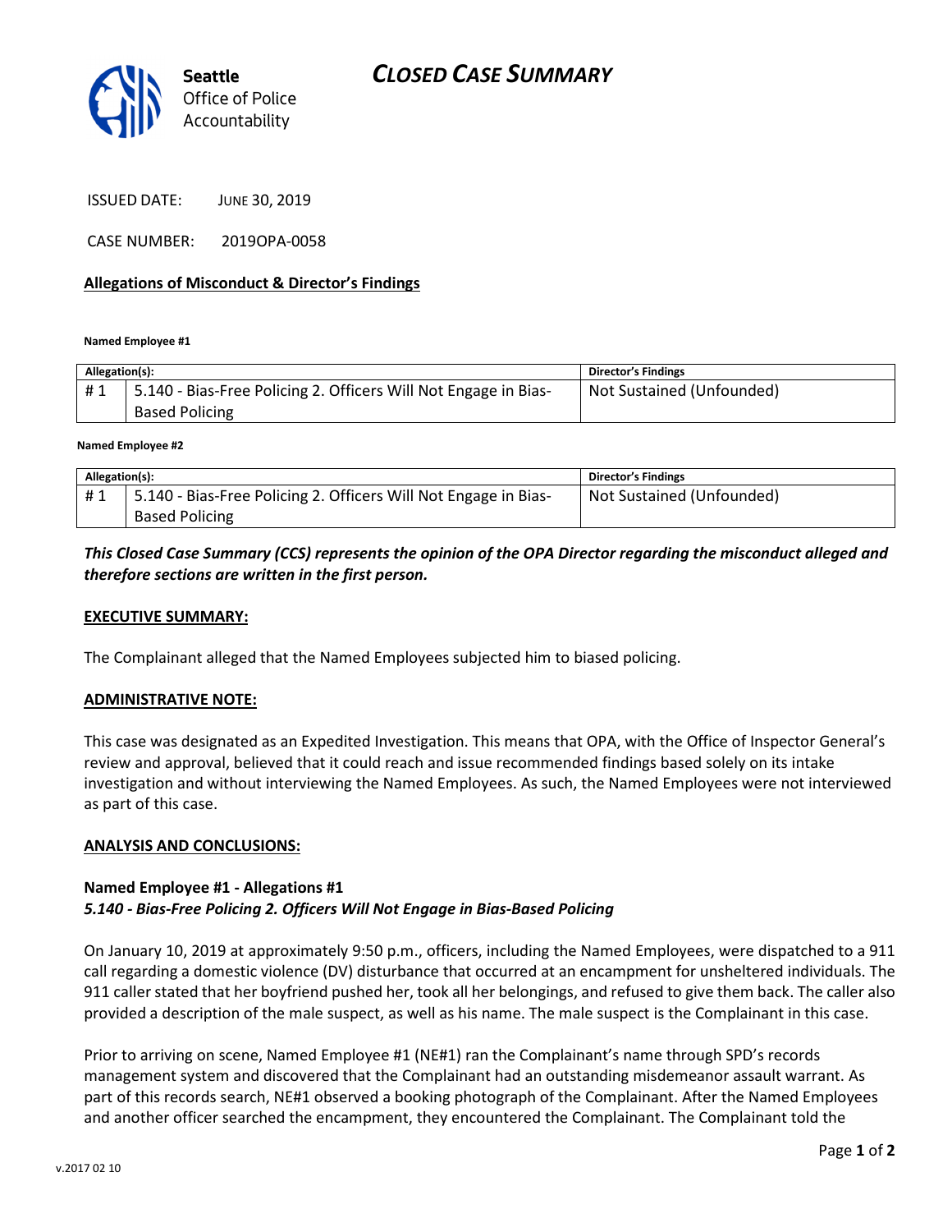# CLOSED CASE SUMMARY

Seattle Office of Police Accountability

ISSUED DATE: JUNE 30, 2019

CASE NUMBER: 2019OPA-0058

## Allegations of Misconduct & Director's Findings

**Named Employee #1**

| Allegation(s): | | Director's Findings |
|---|---|---|
| # 1 | 5.140 - Bias-Free Policing 2. Officers Will Not Engage in Bias-Based Policing | Not Sustained (Unfounded) |

**Named Employee #2**

| Allegation(s): | | Director's Findings |
|---|---|---|
| # 1 | 5.140 - Bias-Free Policing 2. Officers Will Not Engage in Bias-Based Policing | Not Sustained (Unfounded) |

***This Closed Case Summary (CCS) represents the opinion of the OPA Director regarding the misconduct alleged and therefore sections are written in the first person.***

**EXECUTIVE SUMMARY:**

The Complainant alleged that the Named Employees subjected him to biased policing.

**ADMINISTRATIVE NOTE:**

This case was designated as an Expedited Investigation. This means that OPA, with the Office of Inspector General's review and approval, believed that it could reach and issue recommended findings based solely on its intake investigation and without interviewing the Named Employees. As such, the Named Employees were not interviewed as part of this case.

**ANALYSIS AND CONCLUSIONS:**

**Named Employee #1 - Allegations #1**
***5.140 - Bias-Free Policing 2. Officers Will Not Engage in Bias-Based Policing***

On January 10, 2019 at approximately 9:50 p.m., officers, including the Named Employees, were dispatched to a 911 call regarding a domestic violence (DV) disturbance that occurred at an encampment for unsheltered individuals. The 911 caller stated that her boyfriend pushed her, took all her belongings, and refused to give them back. The caller also provided a description of the male suspect, as well as his name. The male suspect is the Complainant in this case.

Prior to arriving on scene, Named Employee #1 (NE#1) ran the Complainant's name through SPD's records management system and discovered that the Complainant had an outstanding misdemeanor assault warrant. As part of this records search, NE#1 observed a booking photograph of the Complainant. After the Named Employees and another officer searched the encampment, they encountered the Complainant. The Complainant told the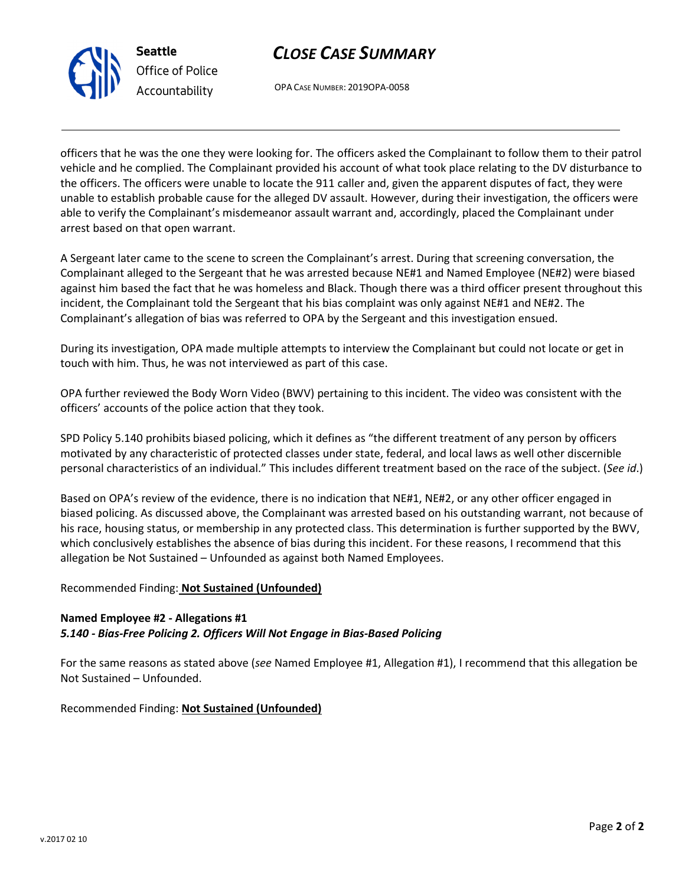officers that he was the one they were looking for. The officers asked the Complainant to follow them to their patrol vehicle and he complied. The Complainant provided his account of what took place relating to the DV disturbance to the officers. The officers were unable to locate the 911 caller and, given the apparent disputes of fact, they were unable to establish probable cause for the alleged DV assault. However, during their investigation, the officers were able to verify the Complainant's misdemeanor assault warrant and, accordingly, placed the Complainant under arrest based on that open warrant.

A Sergeant later came to the scene to screen the Complainant's arrest. During that screening conversation, the Complainant alleged to the Sergeant that he was arrested because NE#1 and Named Employee (NE#2) were biased against him based the fact that he was homeless and Black. Though there was a third officer present throughout this incident, the Complainant told the Sergeant that his bias complaint was only against NE#1 and NE#2. The Complainant's allegation of bias was referred to OPA by the Sergeant and this investigation ensued.

During its investigation, OPA made multiple attempts to interview the Complainant but could not locate or get in touch with him. Thus, he was not interviewed as part of this case.

OPA further reviewed the Body Worn Video (BWV) pertaining to this incident. The video was consistent with the officers' accounts of the police action that they took.

SPD Policy 5.140 prohibits biased policing, which it defines as "the different treatment of any person by officers motivated by any characteristic of protected classes under state, federal, and local laws as well other discernible personal characteristics of an individual." This includes different treatment based on the race of the subject. (*See id*.)

Based on OPA's review of the evidence, there is no indication that NE#1, NE#2, or any other officer engaged in biased policing. As discussed above, the Complainant was arrested based on his outstanding warrant, not because of his race, housing status, or membership in any protected class. This determination is further supported by the BWV, which conclusively establishes the absence of bias during this incident. For these reasons, I recommend that this allegation be Not Sustained – Unfounded as against both Named Employees.

Recommended Finding: **Not Sustained (Unfounded)**

**Named Employee #2 - Allegations #1**
***5.140 - Bias-Free Policing 2. Officers Will Not Engage in Bias-Based Policing***

For the same reasons as stated above (*see* Named Employee #1, Allegation #1), I recommend that this allegation be Not Sustained – Unfounded.

Recommended Finding: **Not Sustained (Unfounded)**